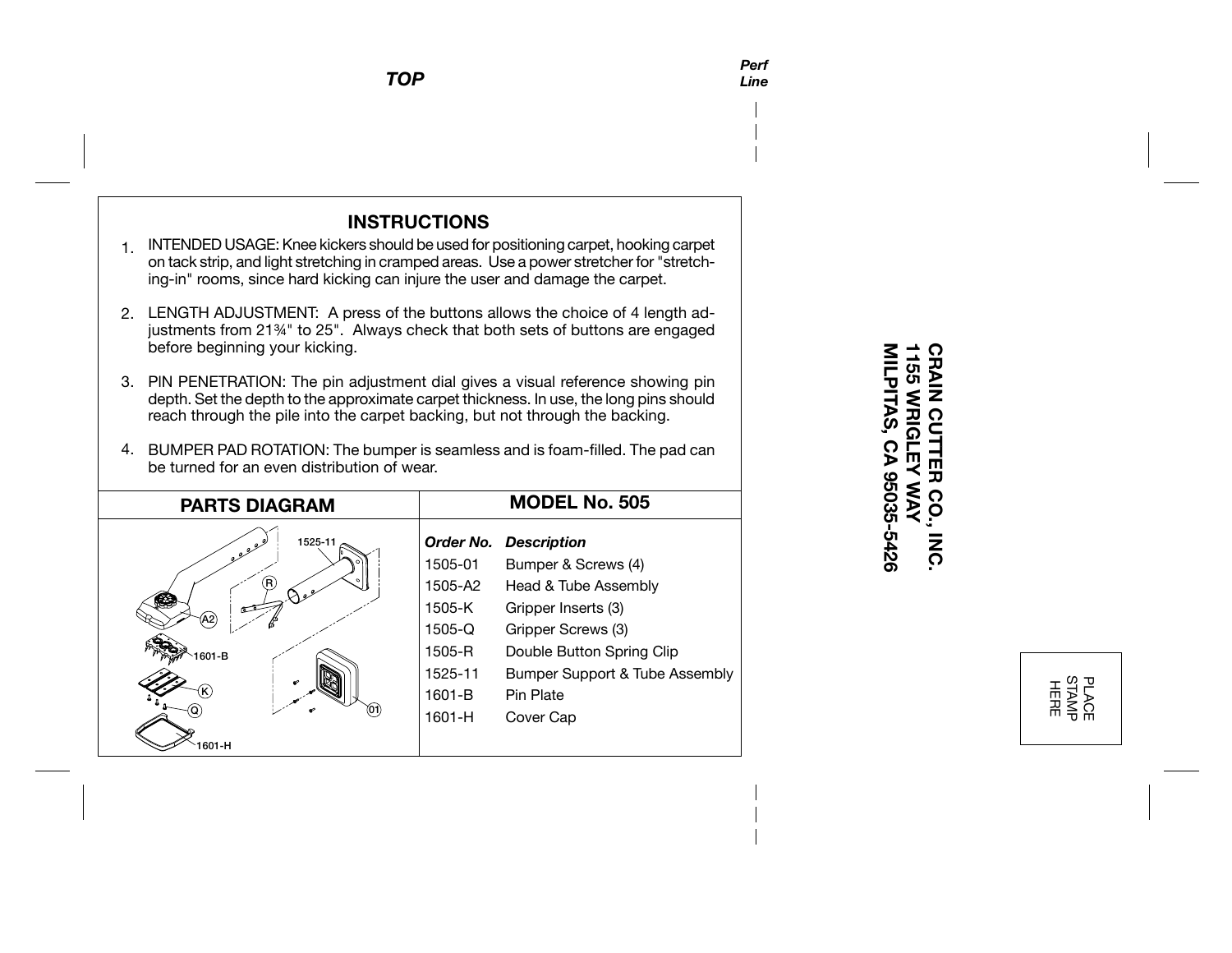*TOP*

*Perf Line*

## INSTRUCTIONS

1. INTENDED USAGE: Knee kickers should be used for positioning carpet, hooking carpet on tack strip, and light stretching in cramped areas. Use a power stretcher for "stretching-in" rooms, since hard kicking can injure the user and damage the carpet.

2. LENGTH ADJUSTMENT: A press of the buttons allows the choice of 4 length adjustments from 21¾" to 25". Always check that both sets of buttons are engaged before beginning your kicking.

3. PIN PENETRATION: The pin adjustment dial gives a visual reference showing pin depth. Set the depth to the approximate carpet thickness. In use, the long pins should reach through the pile into the carpet backing, but not through the backing.

4. BUMPER PAD ROTATION: The bumper is seamless and is foam-filled. The pad can be turned for an even distribution of wear.

## PARTS DIAGRAM

1525-11, R, A2, 1601-B, K, Q, 01, 1601-H

## MODEL No. 505

| *Order No.* | *Description* |
|---|---|
| 1505-01 | Bumper & Screws (4) |
| 1505-A2 | Head & Tube Assembly |
| 1505-K | Gripper Inserts (3) |
| 1505-Q | Gripper Screws (3) |
| 1505-R | Double Button Spring Clip |
| 1525-11 | Bumper Support & Tube Assembly |
| 1601-B | Pin Plate |
| 1601-H | Cover Cap |

**CRAIN CUTTER CO., INC.**
**1155 WRIGLEY WAY**
**MILPITAS, CA 95035-5426**

PLACE STAMP HERE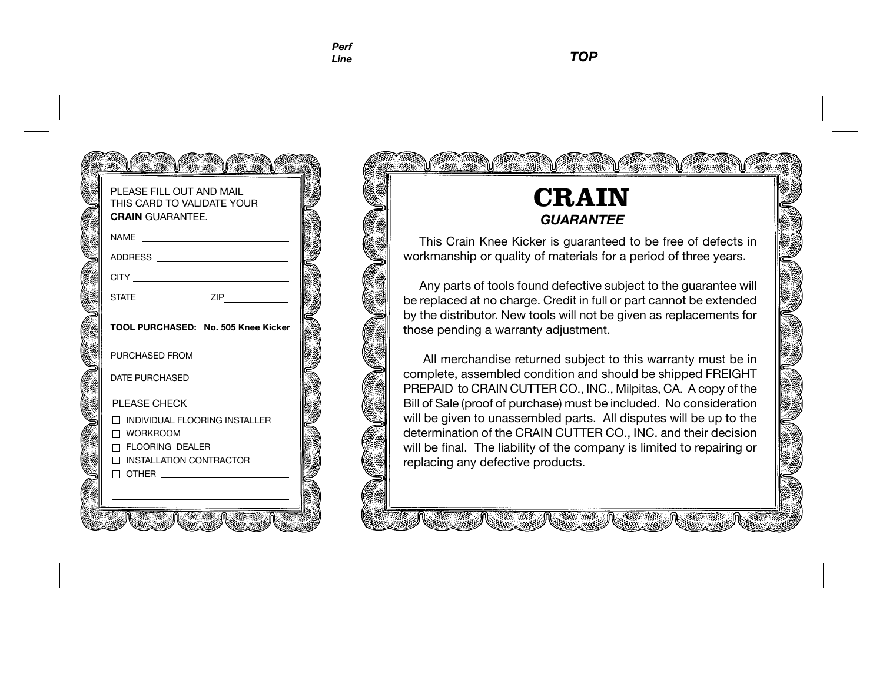PLEASE FILL OUT AND MAIL THIS CARD TO VALIDATE YOUR **CRAIN** GUARANTEE.

NAME ______________________________

ADDRESS ______________________________

CITY ______________________________

STATE ______________ ZIP ______________

**TOOL PURCHASED: No. 505 Knee Kicker**

PURCHASED FROM ______________________

DATE PURCHASED ______________________

PLEASE CHECK

- ☐ INDIVIDUAL FLOORING INSTALLER
- ☐ WORKROOM
- ☐ FLOORING DEALER
- ☐ INSTALLATION CONTRACTOR
- ☐ OTHER ______________________

______________________________

# CRAIN

## *GUARANTEE*

This Crain Knee Kicker is guaranteed to be free of defects in workmanship or quality of materials for a period of three years.

Any parts of tools found defective subject to the guarantee will be replaced at no charge. Credit in full or part cannot be extended by the distributor. New tools will not be given as replacements for those pending a warranty adjustment.

All merchandise returned subject to this warranty must be in complete, assembled condition and should be shipped FREIGHT PREPAID to CRAIN CUTTER CO., INC., Milpitas, CA. A copy of the Bill of Sale (proof of purchase) must be included. No consideration will be given to unassembled parts. All disputes will be up to the determination of the CRAIN CUTTER CO., INC. and their decision will be final. The liability of the company is limited to repairing or replacing any defective products.